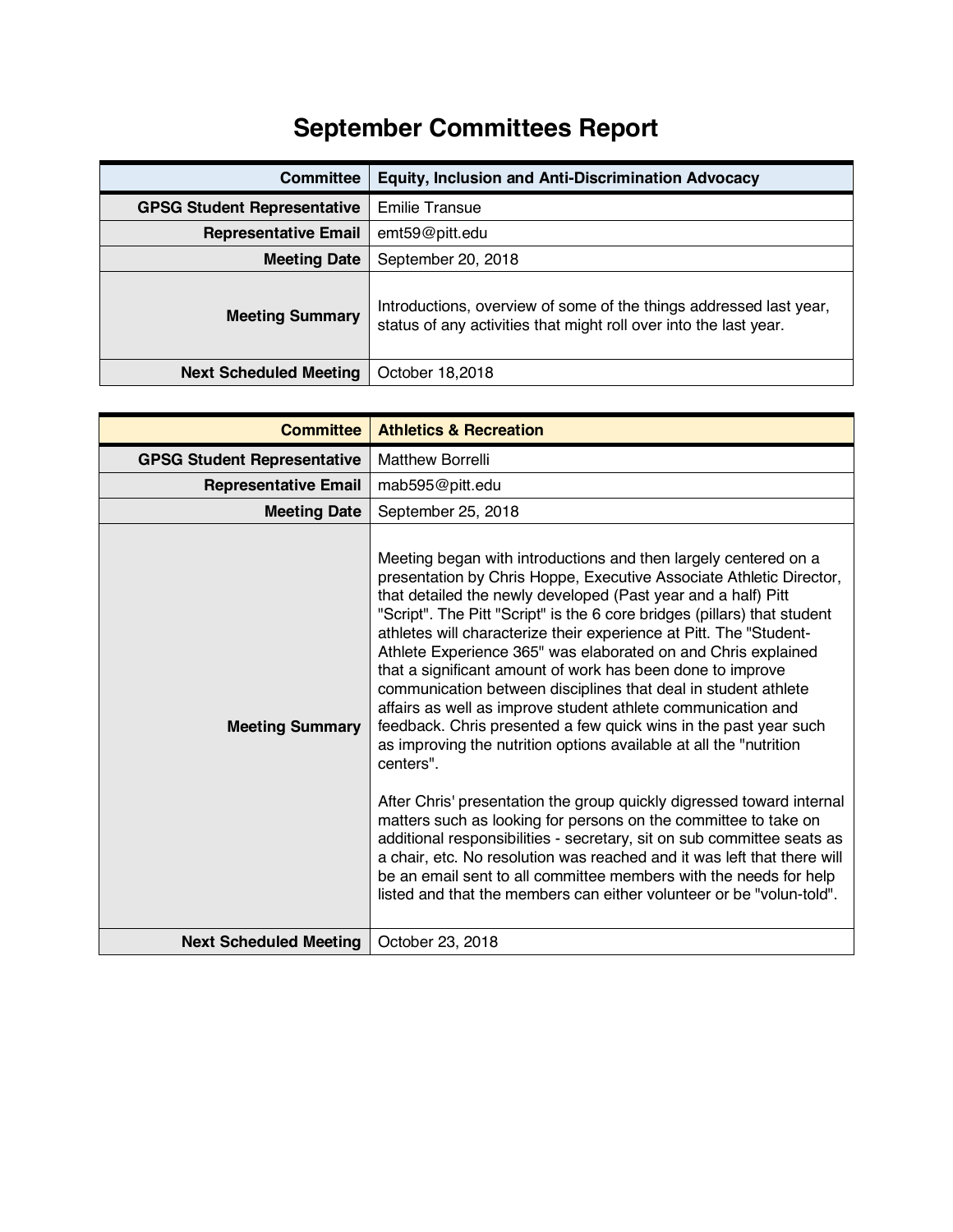# September Committees Report

| Committee | Equity, Inclusion and Anti-Discrimination Advocacy |
|---|---|
| GPSG Student Representative | Emilie Transue |
| Representative Email | emt59@pitt.edu |
| Meeting Date | September 20, 2018 |
| Meeting Summary | Introductions, overview of some of the things addressed last year, status of any activities that might roll over into the last year. |
| Next Scheduled Meeting | October 18,2018 |

| Committee | Athletics & Recreation |
|---|---|
| GPSG Student Representative | Matthew Borrelli |
| Representative Email | mab595@pitt.edu |
| Meeting Date | September 25, 2018 |
| Meeting Summary | Meeting began with introductions and then largely centered on a presentation by Chris Hoppe, Executive Associate Athletic Director, that detailed the newly developed (Past year and a half) Pitt "Script". The Pitt "Script" is the 6 core bridges (pillars) that student athletes will characterize their experience at Pitt. The "Student-Athlete Experience 365" was elaborated on and Chris explained that a significant amount of work has been done to improve communication between disciplines that deal in student athlete affairs as well as improve student athlete communication and feedback. Chris presented a few quick wins in the past year such as improving the nutrition options available at all the "nutrition centers".<br><br>After Chris' presentation the group quickly digressed toward internal matters such as looking for persons on the committee to take on additional responsibilities - secretary, sit on sub committee seats as a chair, etc. No resolution was reached and it was left that there will be an email sent to all committee members with the needs for help listed and that the members can either volunteer or be "volun-told". |
| Next Scheduled Meeting | October 23, 2018 |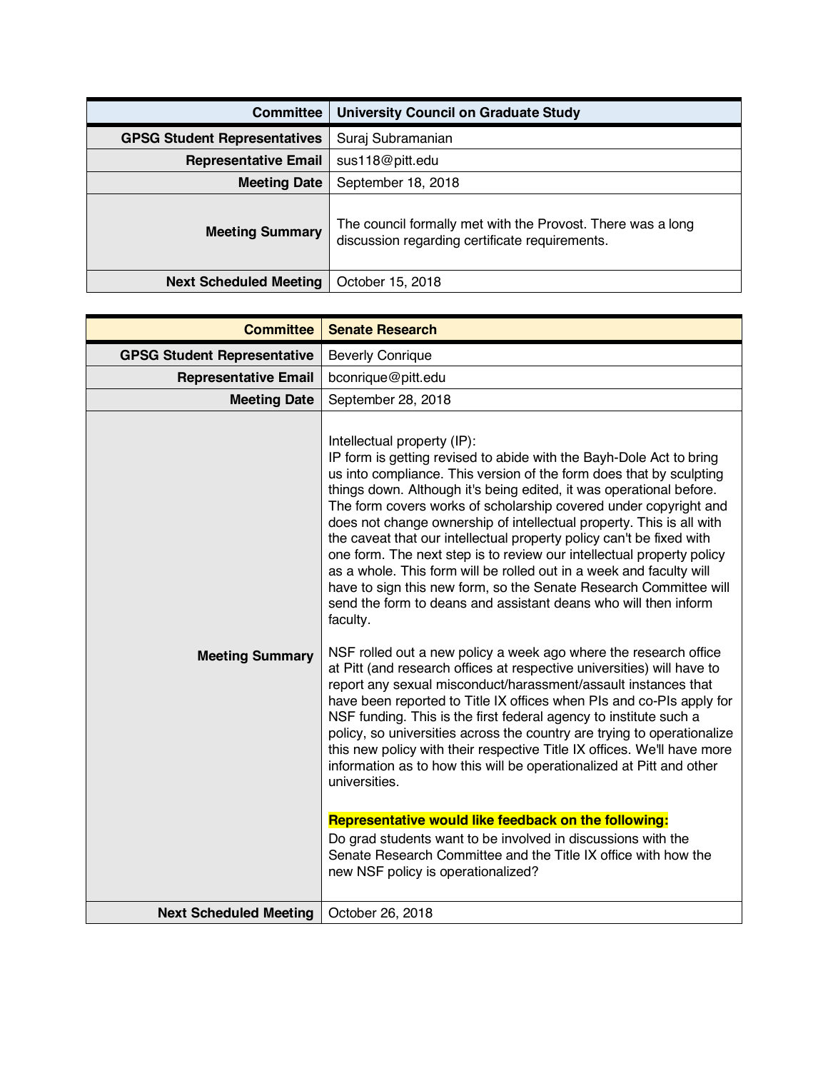| Committee | University Council on Graduate Study |
| --- | --- |
| GPSG Student Representatives | Suraj Subramanian |
| Representative Email | sus118@pitt.edu |
| Meeting Date | September 18, 2018 |
| Meeting Summary | The council formally met with the Provost. There was a long discussion regarding certificate requirements. |
| Next Scheduled Meeting | October 15, 2018 |

| Committee | Senate Research |
| --- | --- |
| GPSG Student Representative | Beverly Conrique |
| Representative Email | bconrique@pitt.edu |
| Meeting Date | September 28, 2018 |
| Meeting Summary | Intellectual property (IP):<br>IP form is getting revised to abide with the Bayh-Dole Act to bring us into compliance. This version of the form does that by sculpting things down. Although it's being edited, it was operational before. The form covers works of scholarship covered under copyright and does not change ownership of intellectual property. This is all with the caveat that our intellectual property policy can't be fixed with one form. The next step is to review our intellectual property policy as a whole. This form will be rolled out in a week and faculty will have to sign this new form, so the Senate Research Committee will send the form to deans and assistant deans who will then inform faculty.<br><br>NSF rolled out a new policy a week ago where the research office at Pitt (and research offices at respective universities) will have to report any sexual misconduct/harassment/assault instances that have been reported to Title IX offices when PIs and co-PIs apply for NSF funding. This is the first federal agency to institute such a policy, so universities across the country are trying to operationalize this new policy with their respective Title IX offices. We'll have more information as to how this will be operationalized at Pitt and other universities.<br><br>**Representative would like feedback on the following:**<br>Do grad students want to be involved in discussions with the Senate Research Committee and the Title IX office with how the new NSF policy is operationalized? |
| Next Scheduled Meeting | October 26, 2018 |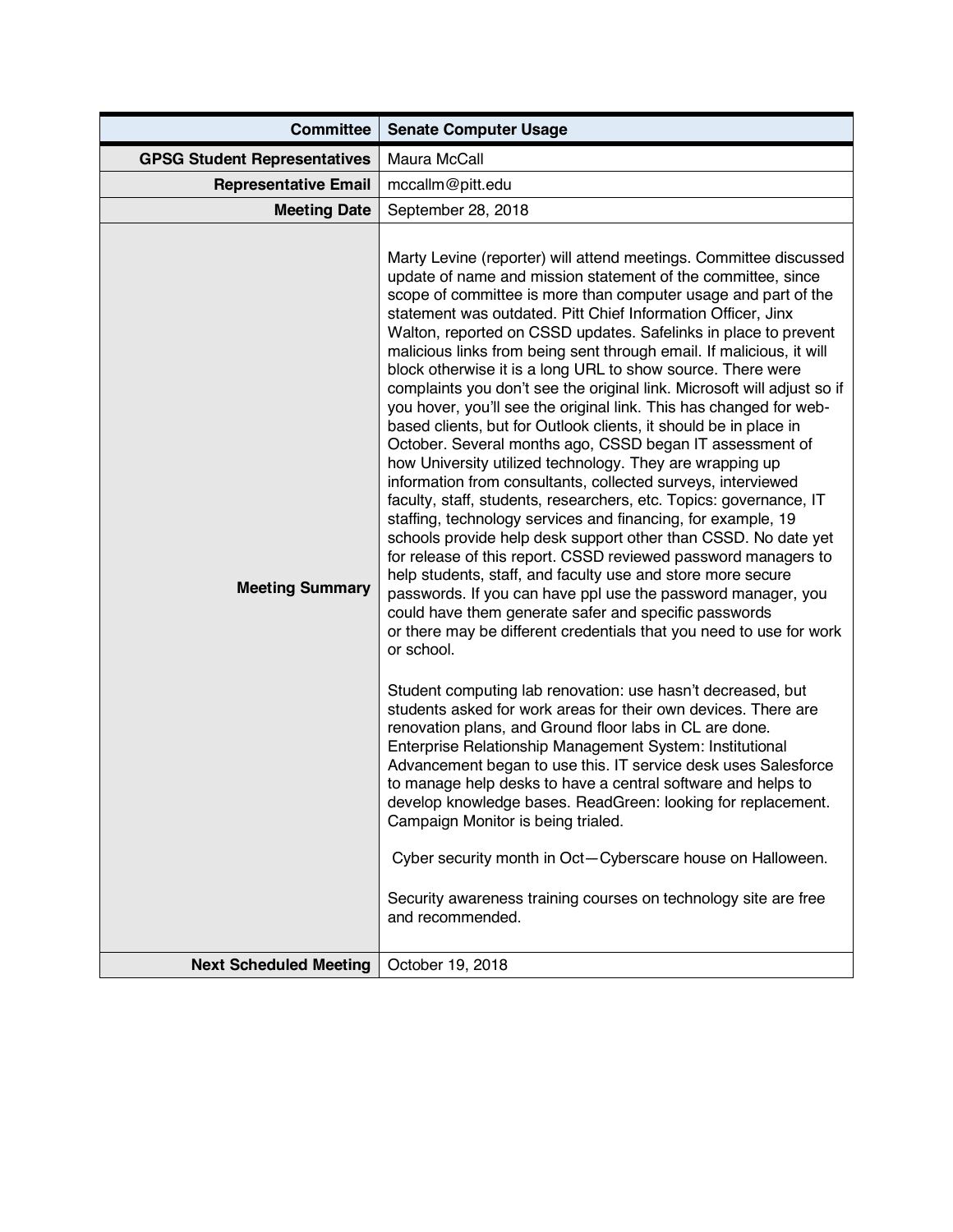| Committee | Senate Computer Usage |
|---:|---|
| **GPSG Student Representatives** | Maura McCall |
| **Representative Email** | mccallm@pitt.edu |
| **Meeting Date** | September 28, 2018 |
| **Meeting Summary** | Marty Levine (reporter) will attend meetings. Committee discussed update of name and mission statement of the committee, since scope of committee is more than computer usage and part of the statement was outdated. Pitt Chief Information Officer, Jinx Walton, reported on CSSD updates. Safelinks in place to prevent malicious links from being sent through email. If malicious, it will block otherwise it is a long URL to show source. There were complaints you don't see the original link. Microsoft will adjust so if you hover, you'll see the original link. This has changed for web-based clients, but for Outlook clients, it should be in place in October. Several months ago, CSSD began IT assessment of how University utilized technology. They are wrapping up information from consultants, collected surveys, interviewed faculty, staff, students, researchers, etc. Topics: governance, IT staffing, technology services and financing, for example, 19 schools provide help desk support other than CSSD. No date yet for release of this report. CSSD reviewed password managers to help students, staff, and faculty use and store more secure passwords. If you can have ppl use the password manager, you could have them generate safer and specific passwords or there may be different credentials that you need to use for work or school.<br><br>Student computing lab renovation: use hasn't decreased, but students asked for work areas for their own devices. There are renovation plans, and Ground floor labs in CL are done. Enterprise Relationship Management System: Institutional Advancement began to use this. IT service desk uses Salesforce to manage help desks to have a central software and helps to develop knowledge bases. ReadGreen: looking for replacement. Campaign Monitor is being trialed.<br><br>Cyber security month in Oct—Cyberscare house on Halloween.<br><br>Security awareness training courses on technology site are free and recommended. |
| **Next Scheduled Meeting** | October 19, 2018 |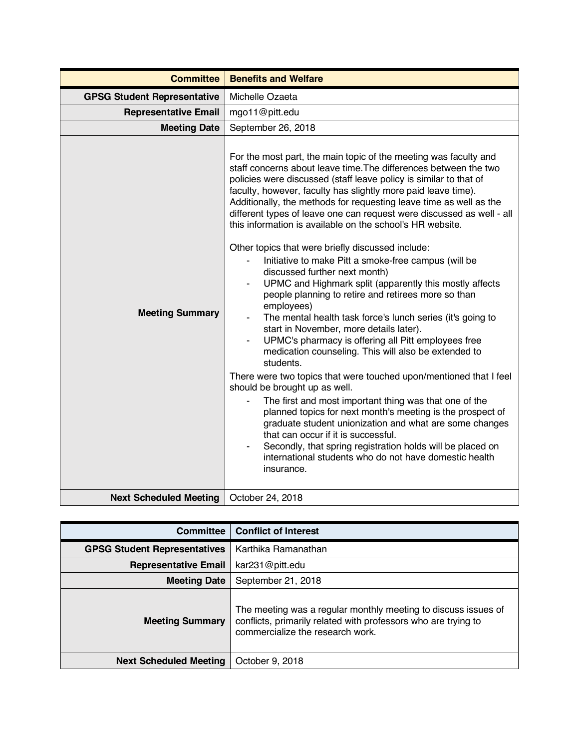| Committee | Benefits and Welfare |
| --- | --- |
| GPSG Student Representative | Michelle Ozaeta |
| Representative Email | mgo11@pitt.edu |
| Meeting Date | September 26, 2018 |
| Meeting Summary | For the most part, the main topic of the meeting was faculty and staff concerns about leave time.The differences between the two policies were discussed (staff leave policy is similar to that of faculty, however, faculty has slightly more paid leave time). Additionally, the methods for requesting leave time as well as the different types of leave one can request were discussed as well - all this information is available on the school's HR website.<br><br>Other topics that were briefly discussed include:<br>- Initiative to make Pitt a smoke-free campus (will be discussed further next month)<br>- UPMC and Highmark split (apparently this mostly affects people planning to retire and retirees more so than employees)<br>- The mental health task force's lunch series (it's going to start in November, more details later).<br>- UPMC's pharmacy is offering all Pitt employees free medication counseling. This will also be extended to students.<br><br>There were two topics that were touched upon/mentioned that I feel should be brought up as well.<br>- The first and most important thing was that one of the planned topics for next month's meeting is the prospect of graduate student unionization and what are some changes that can occur if it is successful.<br>- Secondly, that spring registration holds will be placed on international students who do not have domestic health insurance. |
| Next Scheduled Meeting | October 24, 2018 |

| Committee | Conflict of Interest |
| --- | --- |
| GPSG Student Representatives | Karthika Ramanathan |
| Representative Email | kar231@pitt.edu |
| Meeting Date | September 21, 2018 |
| Meeting Summary | The meeting was a regular monthly meeting to discuss issues of conflicts, primarily related with professors who are trying to commercialize the research work. |
| Next Scheduled Meeting | October 9, 2018 |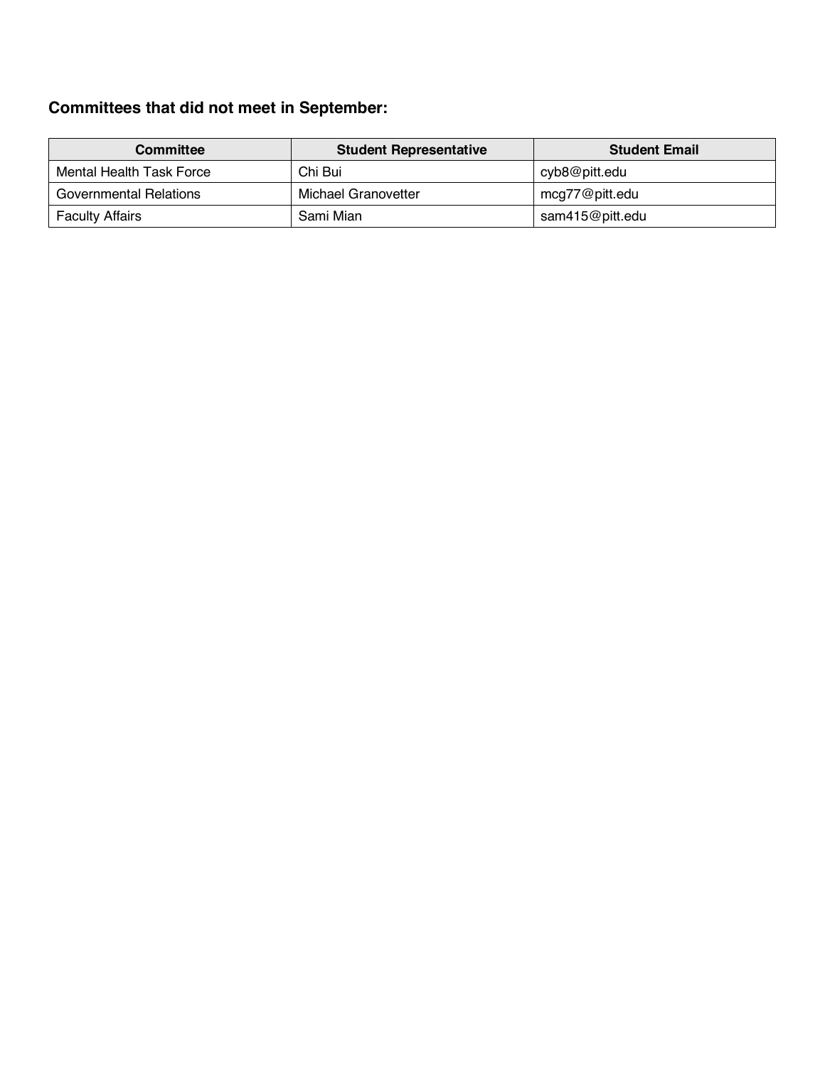### Committees that did not meet in September:

| Committee | Student Representative | Student Email |
| --- | --- | --- |
| Mental Health Task Force | Chi Bui | cyb8@pitt.edu |
| Governmental Relations | Michael Granovetter | mcg77@pitt.edu |
| Faculty Affairs | Sami Mian | sam415@pitt.edu |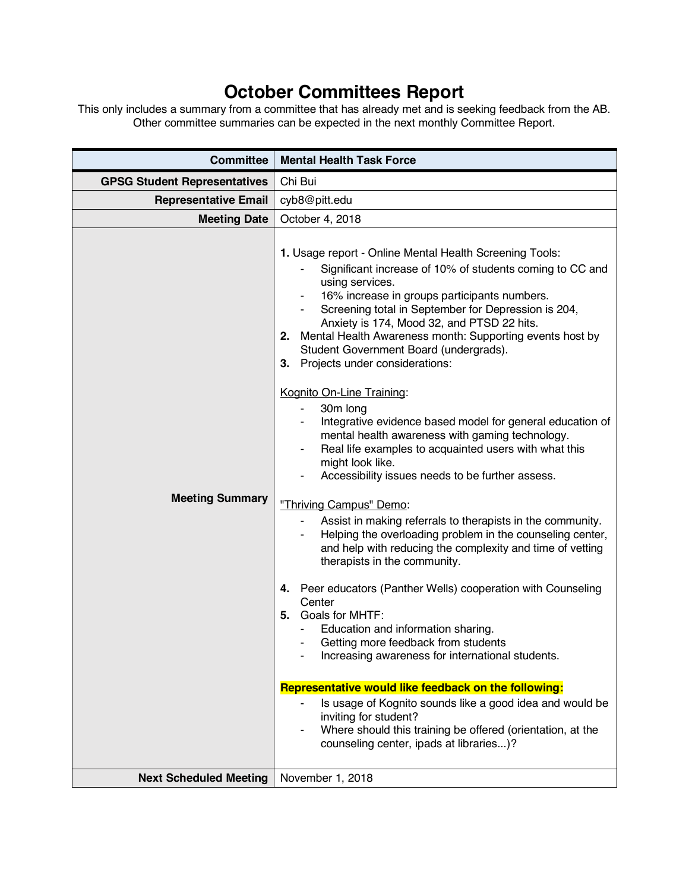# October Committees Report

This only includes a summary from a committee that has already met and is seeking feedback from the AB. Other committee summaries can be expected in the next monthly Committee Report.

| | |
|---|---|
| **Committee** | **Mental Health Task Force** |
| **GPSG Student Representatives** | Chi Bui |
| **Representative Email** | cyb8@pitt.edu |
| **Meeting Date** | October 4, 2018 |
| **Meeting Summary** | **1.** Usage report - Online Mental Health Screening Tools:<br>- Significant increase of 10% of students coming to CC and using services.<br>- 16% increase in groups participants numbers.<br>- Screening total in September for Depression is 204, Anxiety is 174, Mood 32, and PTSD 22 hits.<br>**2.** Mental Health Awareness month: Supporting events host by Student Government Board (undergrads).<br>**3.** Projects under considerations:<br><br><u>Kognito On-Line Training</u>:<br>- 30m long<br>- Integrative evidence based model for general education of mental health awareness with gaming technology.<br>- Real life examples to acquainted users with what this might look like.<br>- Accessibility issues needs to be further assess.<br><br><u>"Thriving Campus" Demo</u>:<br>- Assist in making referrals to therapists in the community.<br>- Helping the overloading problem in the counseling center, and help with reducing the complexity and time of vetting therapists in the community.<br><br>**4.** Peer educators (Panther Wells) cooperation with Counseling Center<br>**5.** Goals for MHTF:<br>- Education and information sharing.<br>- Getting more feedback from students<br>- Increasing awareness for international students.<br><br>**Representative would like feedback on the following:**<br>- Is usage of Kognito sounds like a good idea and would be inviting for student?<br>- Where should this training be offered (orientation, at the counseling center, ipads at libraries...)? |
| **Next Scheduled Meeting** | November 1, 2018 |